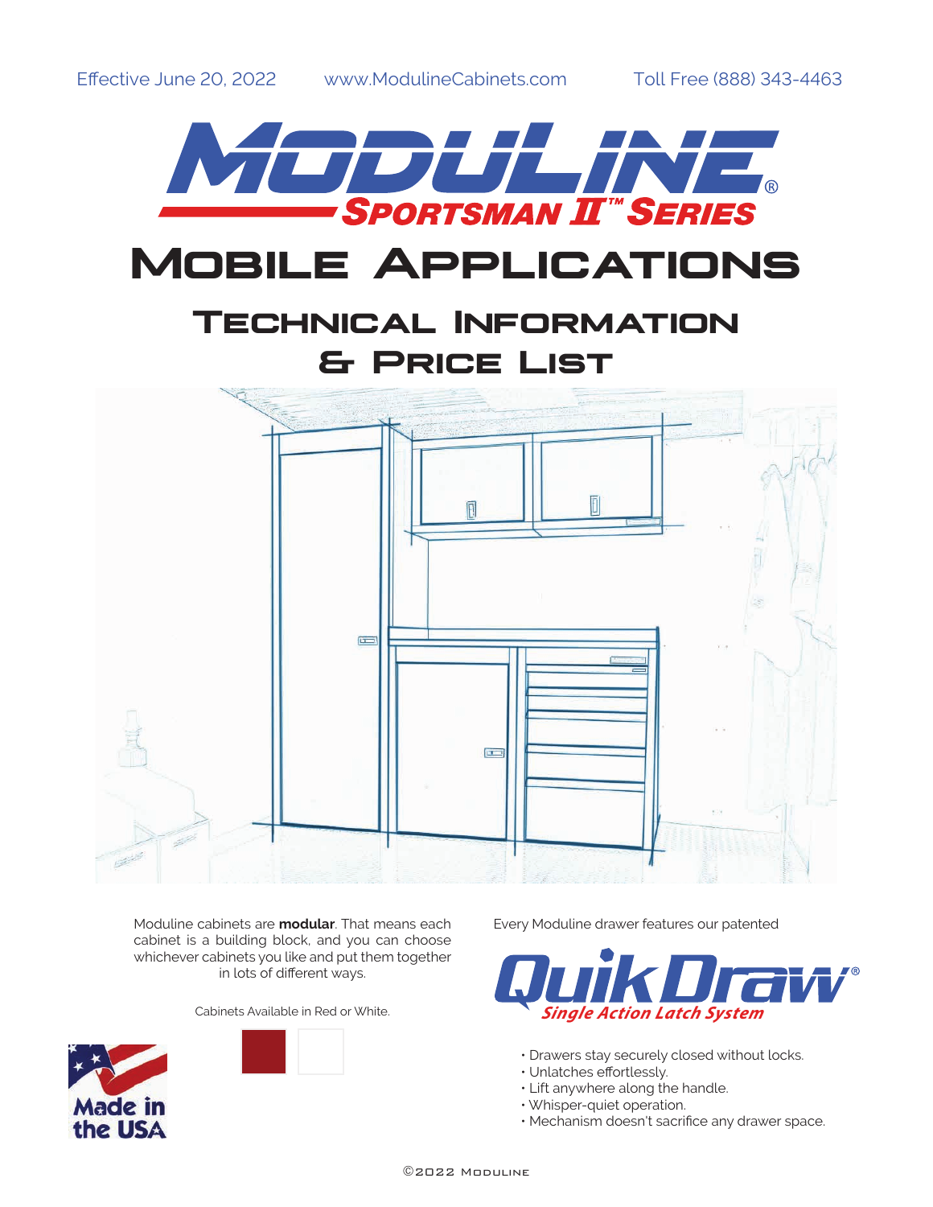Effective June 20, 2022 www.ModulineCabinets.com Toll Free (888) 343-4463

# MODULINE®
## SPORTSMAN II™ SERIES

# MOBILE APPLICATIONS

## TECHNICAL INFORMATION & PRICE LIST

Moduline cabinets are **modular**. That means each cabinet is a building block, and you can choose whichever cabinets you like and put them together in lots of different ways.

Cabinets Available in Red or White.

Made in the USA

Every Moduline drawer features our patented

**QuikDraw®**
*Single Action Latch System*

- Drawers stay securely closed without locks.
- Unlatches effortlessly.
- Lift anywhere along the handle.
- Whisper-quiet operation.
- Mechanism doesn't sacrifice any drawer space.

©2022 Moduline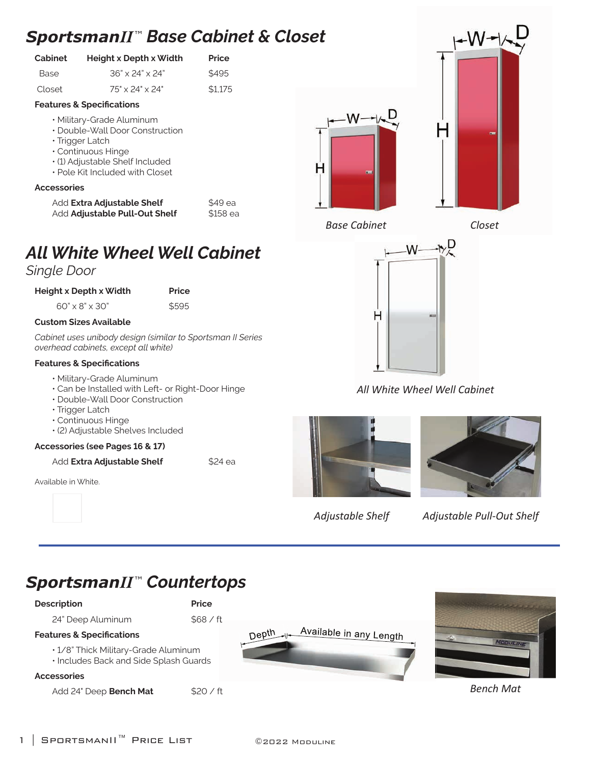# *SportsmanII™ Base Cabinet & Closet*

| Cabinet | Height x Depth x Width | Price |
|---|---|---|
| Base | 36" x 24" x 24" | $495 |
| Closet | 75" x 24" x 24" | $1,175 |

**Features & Specifications**

- Military-Grade Aluminum
- Double-Wall Door Construction
- Trigger Latch
- Continuous Hinge
- (1) Adjustable Shelf Included
- Pole Kit Included with Closet

**Accessories**

| | |
|---|---|
| Add **Extra Adjustable Shelf** | $49 ea |
| Add **Adjustable Pull-Out Shelf** | $158 ea |

*Base Cabinet*

*Closet*

# *All White Wheel Well Cabinet*

*Single Door*

| Height x Depth x Width | Price |
|---|---|
| 60" x 8" x 30" | $595 |

**Custom Sizes Available**

*Cabinet uses unibody design (similar to Sportsman II Series overhead cabinets, except all white)*

**Features & Specifications**

- Military-Grade Aluminum
- Can be Installed with Left- or Right-Door Hinge
- Double-Wall Door Construction
- Trigger Latch
- Continuous Hinge
- (2) Adjustable Shelves Included

**Accessories (see Pages 16 & 17)**

| | |
|---|---|
| Add **Extra Adjustable Shelf** | $24 ea |

Available in White.

*All White Wheel Well Cabinet*

*Adjustable Shelf*

*Adjustable Pull-Out Shelf*

# *SportsmanII™ Countertops*

| Description | Price |
|---|---|
| 24" Deep Aluminum | $68 / ft |

**Features & Specifications**

- 1/8" Thick Military-Grade Aluminum
- Includes Back and Side Splash Guards

**Accessories**

| | |
|---|---|
| Add 24" Deep **Bench Mat** | $20 / ft |

Depth — Available in any Length

*Bench Mat*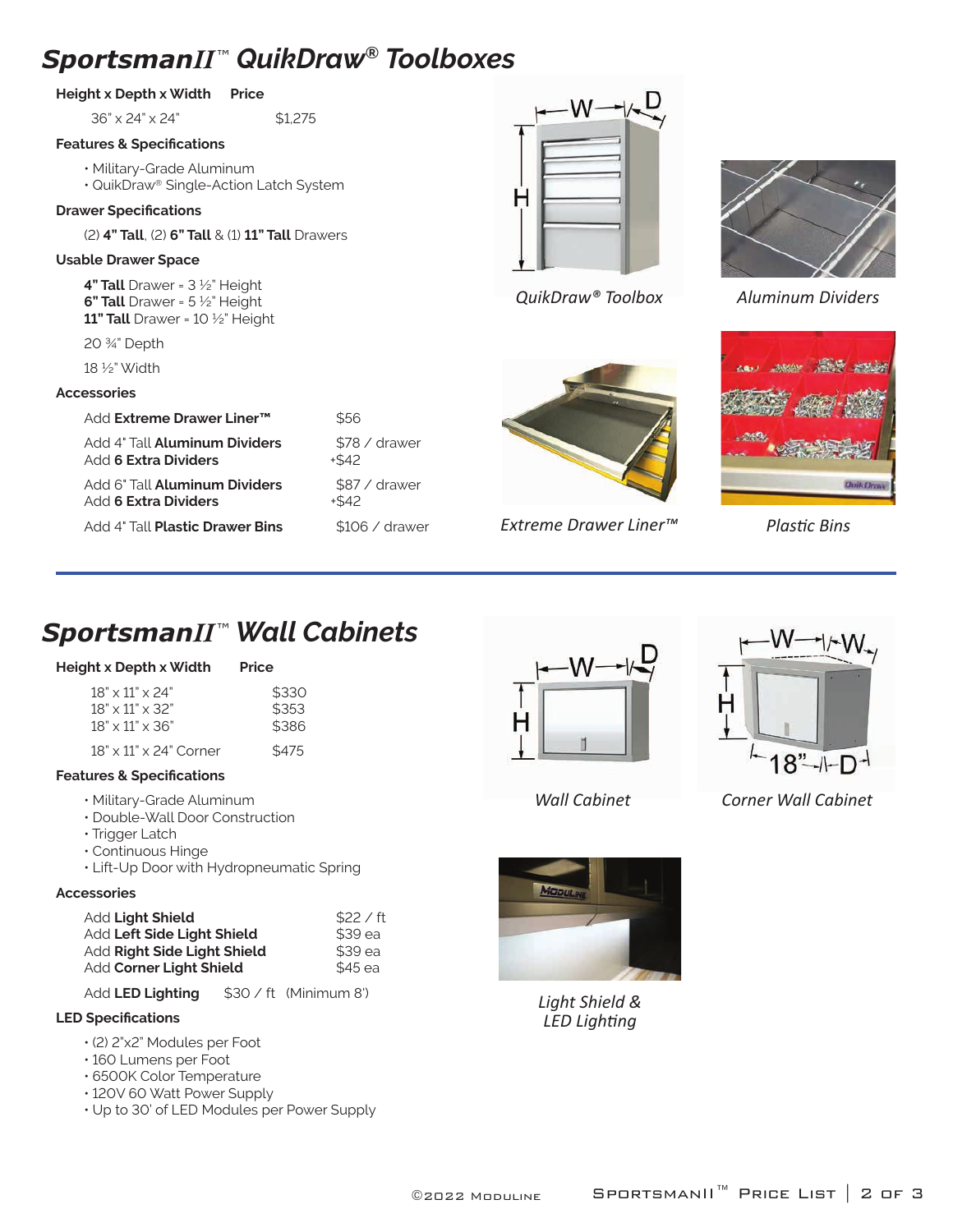# SportsmanII™ QuikDraw® Toolboxes

| Height x Depth x Width | Price |
|---|---|
| 36" x 24" x 24" | $1,275 |

**Features & Specifications**

- Military-Grade Aluminum
- QuikDraw® Single-Action Latch System

**Drawer Specifications**

(2) **4" Tall**, (2) **6" Tall** & (1) **11" Tall** Drawers

**Usable Drawer Space**

**4" Tall** Drawer = 3 ½" Height
**6" Tall** Drawer = 5 ½" Height
**11" Tall** Drawer = 10 ½" Height

20 ¾" Depth

18 ½" Width

**Accessories**

| Accessory | Price |
|---|---|
| Add **Extreme Drawer Liner™** | $56 |
| Add 4" Tall **Aluminum Dividers** | $78 / drawer |
| Add **6 Extra Dividers** | +$42 |
| Add 6" Tall **Aluminum Dividers** | $87 / drawer |
| Add **6 Extra Dividers** | +$42 |
| Add 4" Tall **Plastic Drawer Bins** | $106 / drawer |

*QuikDraw® Toolbox*

*Aluminum Dividers*

*Extreme Drawer Liner™*

*Plastic Bins*

---

# SportsmanII™ Wall Cabinets

| Height x Depth x Width | Price |
|---|---|
| 18" x 11" x 24" | $330 |
| 18" x 11" x 32" | $353 |
| 18" x 11" x 36" | $386 |
| 18" x 11" x 24" Corner | $475 |

**Features & Specifications**

- Military-Grade Aluminum
- Double-Wall Door Construction
- Trigger Latch
- Continuous Hinge
- Lift-Up Door with Hydropneumatic Spring

**Accessories**

| Accessory | Price |
|---|---|
| Add **Light Shield** | $22 / ft |
| Add **Left Side Light Shield** | $39 ea |
| Add **Right Side Light Shield** | $39 ea |
| Add **Corner Light Shield** | $45 ea |

Add **LED Lighting** $30 / ft (Minimum 8')

**LED Specifications**

- (2) 2"x2" Modules per Foot
- 160 Lumens per Foot
- 6500K Color Temperature
- 120V 60 Watt Power Supply
- Up to 30' of LED Modules per Power Supply

*Wall Cabinet*

*Corner Wall Cabinet*

*Light Shield & LED Lighting*

©2022 Moduline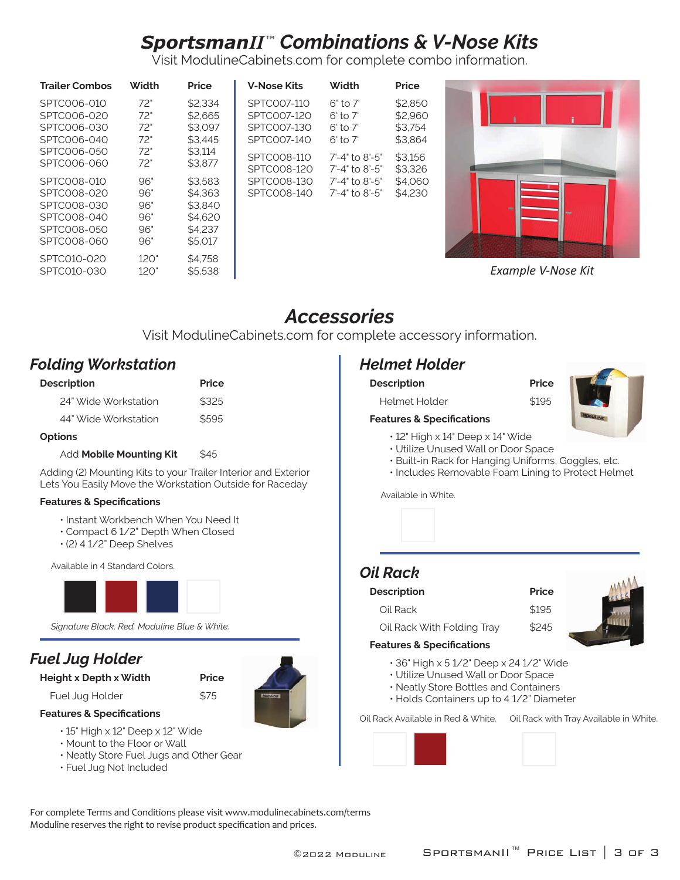# *SportsmanII™ Combinations & V-Nose Kits*

Visit ModulineCabinets.com for complete combo information.

| Trailer Combos | Width | Price |
|---|---|---|
| SPTC006-010 | 72" | $2,334 |
| SPTC006-020 | 72" | $2,665 |
| SPTC006-030 | 72" | $3,097 |
| SPTC006-040 | 72" | $3,445 |
| SPTC006-050 | 72" | $3,114 |
| SPTC006-060 | 72" | $3,877 |
| SPTC008-010 | 96" | $3,583 |
| SPTC008-020 | 96" | $4,363 |
| SPTC008-030 | 96" | $3,840 |
| SPTC008-040 | 96" | $4,620 |
| SPTC008-050 | 96" | $4,237 |
| SPTC008-060 | 96" | $5,017 |
| SPTC010-020 | 120" | $4,758 |
| SPTC010-030 | 120" | $5,538 |

| V-Nose Kits | Width | Price |
|---|---|---|
| SPTC007-110 | 6' to 7' | $2,850 |
| SPTC007-120 | 6' to 7' | $2,960 |
| SPTC007-130 | 6' to 7' | $3,754 |
| SPTC007-140 | 6' to 7' | $3,864 |
| SPTC008-110 | 7'-4" to 8'-5" | $3,156 |
| SPTC008-120 | 7'-4" to 8'-5" | $3,326 |
| SPTC008-130 | 7'-4" to 8'-5" | $4,060 |
| SPTC008-140 | 7'-4" to 8'-5" | $4,230 |

*Example V-Nose Kit*

# *Accessories*

Visit ModulineCabinets.com for complete accessory information.

## *Folding Workstation*

| Description | Price |
|---|---|
| 24" Wide Workstation | $325 |
| 44" Wide Workstation | $595 |

**Options**

| | |
|---|---|
| Add **Mobile Mounting Kit** | $45 |

Adding (2) Mounting Kits to your Trailer Interior and Exterior Lets You Easily Move the Workstation Outside for Raceday

**Features & Specifications**

- Instant Workbench When You Need It
- Compact 6 1/2" Depth When Closed
- (2) 4 1/2" Deep Shelves

Available in 4 Standard Colors.

*Signature Black, Red, Moduline Blue & White.*

## *Fuel Jug Holder*

| Height x Depth x Width | Price |
|---|---|
| Fuel Jug Holder | $75 |

**Features & Specifications**

- 15" High x 12" Deep x 12" Wide
- Mount to the Floor or Wall
- Neatly Store Fuel Jugs and Other Gear
- Fuel Jug Not Included

## *Helmet Holder*

| Description | Price |
|---|---|
| Helmet Holder | $195 |

**Features & Specifications**

- 12" High x 14" Deep x 14" Wide
- Utilize Unused Wall or Door Space
- Built-in Rack for Hanging Uniforms, Goggles, etc.
- Includes Removable Foam Lining to Protect Helmet

Available in White.

## *Oil Rack*

| Description | Price |
|---|---|
| Oil Rack | $195 |
| Oil Rack With Folding Tray | $245 |

**Features & Specifications**

- 36" High x 5 1/2" Deep x 24 1/2" Wide
- Utilize Unused Wall or Door Space
- Neatly Store Bottles and Containers
- Holds Containers up to 4 1/2" Diameter

Oil Rack Available in Red & White. Oil Rack with Tray Available in White.

For complete Terms and Conditions please visit www.modulinecabinets.com/terms
Moduline reserves the right to revise product specification and prices.

©2022 Moduline